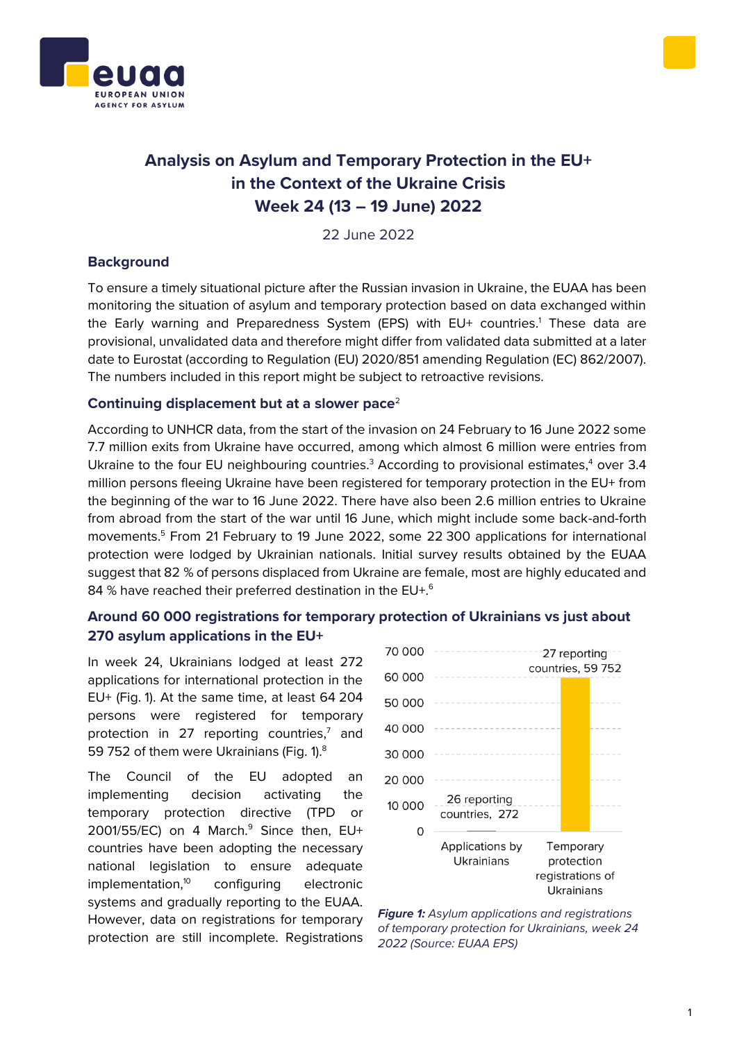# Analysis on Asylum and Temporary Protection in the EU+ in the Context of the Ukraine Crisis Week 24 (13 – 19 June) 2022

22 June 2022

## Background

To ensure a timely situational picture after the Russian invasion in Ukraine, the EUAA has been monitoring the situation of asylum and temporary protection based on data exchanged within the Early warning and Preparedness System (EPS) with EU+ countries.[1] These data are provisional, unvalidated data and therefore might differ from validated data submitted at a later date to Eurostat (according to Regulation (EU) 2020/851 amending Regulation (EC) 862/2007). The numbers included in this report might be subject to retroactive revisions.

## Continuing displacement but at a slower pace[2]

According to UNHCR data, from the start of the invasion on 24 February to 16 June 2022 some 7.7 million exits from Ukraine have occurred, among which almost 6 million were entries from Ukraine to the four EU neighbouring countries.[3] According to provisional estimates,[4] over 3.4 million persons fleeing Ukraine have been registered for temporary protection in the EU+ from the beginning of the war to 16 June 2022. There have also been 2.6 million entries to Ukraine from abroad from the start of the war until 16 June, which might include some back-and-forth movements.[5] From 21 February to 19 June 2022, some 22 300 applications for international protection were lodged by Ukrainian nationals. Initial survey results obtained by the EUAA suggest that 82 % of persons displaced from Ukraine are female, most are highly educated and 84 % have reached their preferred destination in the EU+.[6]

## Around 60 000 registrations for temporary protection of Ukrainians vs just about 270 asylum applications in the EU+

In week 24, Ukrainians lodged at least 272 applications for international protection in the EU+ (Fig. 1). At the same time, at least 64 204 persons were registered for temporary protection in 27 reporting countries,[7] and 59 752 of them were Ukrainians (Fig. 1).[8]

| | Value |
|---|---|
| Applications by Ukrainians | 26 reporting countries, 272 |
| Temporary protection registrations of Ukrainians | 27 reporting countries, 59 752 |

*Figure 1: Asylum applications and registrations of temporary protection for Ukrainians, week 24 2022 (Source: EUAA EPS)*

The Council of the EU adopted an implementing decision activating the temporary protection directive (TPD or 2001/55/EC) on 4 March.[9] Since then, EU+ countries have been adopting the necessary national legislation to ensure adequate implementation,[10] configuring electronic systems and gradually reporting to the EUAA. However, data on registrations for temporary protection are still incomplete. Registrations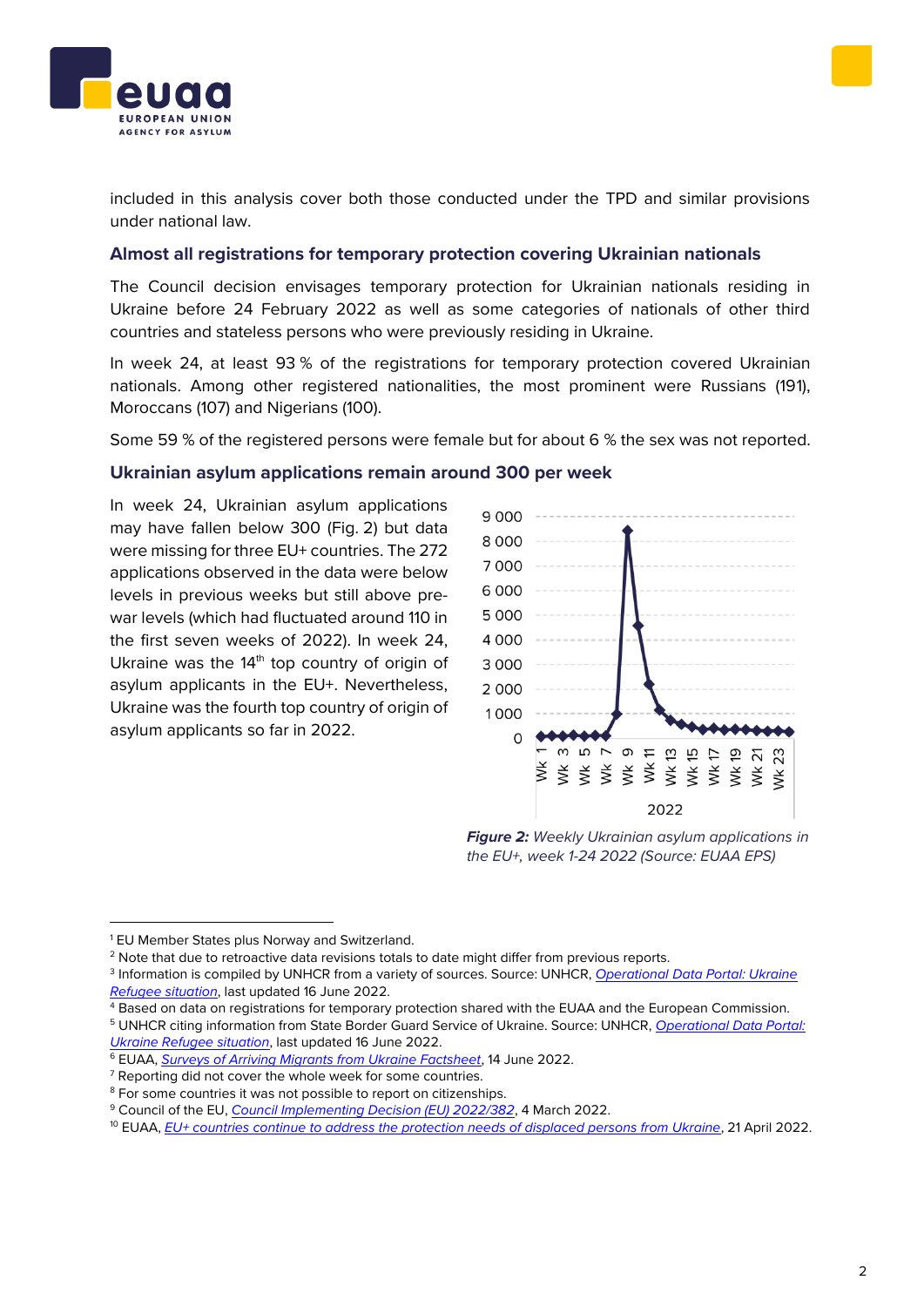included in this analysis cover both those conducted under the TPD and similar provisions under national law.

### Almost all registrations for temporary protection covering Ukrainian nationals

The Council decision envisages temporary protection for Ukrainian nationals residing in Ukraine before 24 February 2022 as well as some categories of nationals of other third countries and stateless persons who were previously residing in Ukraine.

In week 24, at least 93 % of the registrations for temporary protection covered Ukrainian nationals. Among other registered nationalities, the most prominent were Russians (191), Moroccans (107) and Nigerians (100).

Some 59 % of the registered persons were female but for about 6 % the sex was not reported.

### Ukrainian asylum applications remain around 300 per week

In week 24, Ukrainian asylum applications may have fallen below 300 (Fig. 2) but data were missing for three EU+ countries. The 272 applications observed in the data were below levels in previous weeks but still above pre-war levels (which had fluctuated around 110 in the first seven weeks of 2022). In week 24, Ukraine was the 14th top country of origin of asylum applicants in the EU+. Nevertheless, Ukraine was the fourth top country of origin of asylum applicants so far in 2022.

9 000
8 000
7 000
6 000
5 000
4 000
3 000
2 000
1 000
0

Wk 1
Wk 3
Wk 5
Wk 7
Wk 9
Wk 11
Wk 13
Wk 15
Wk 17
Wk 19
Wk 21
Wk 23

2022

***Figure 2:*** *Weekly Ukrainian asylum applications in the EU+, week 1-24 2022 (Source: EUAA EPS)*

---

[1] EU Member States plus Norway and Switzerland.

[2] Note that due to retroactive data revisions totals to date might differ from previous reports.

[3] Information is compiled by UNHCR from a variety of sources. Source: UNHCR, *Operational Data Portal: Ukraine Refugee situation*, last updated 16 June 2022.

[4] Based on data on registrations for temporary protection shared with the EUAA and the European Commission.

[5] UNHCR citing information from State Border Guard Service of Ukraine. Source: UNHCR, *Operational Data Portal: Ukraine Refugee situation*, last updated 16 June 2022.

[6] EUAA, *Surveys of Arriving Migrants from Ukraine Factsheet*, 14 June 2022.

[7] Reporting did not cover the whole week for some countries.

[8] For some countries it was not possible to report on citizenships.

[9] Council of the EU, *Council Implementing Decision (EU) 2022/382*, 4 March 2022.

[10] EUAA, *EU+ countries continue to address the protection needs of displaced persons from Ukraine*, 21 April 2022.